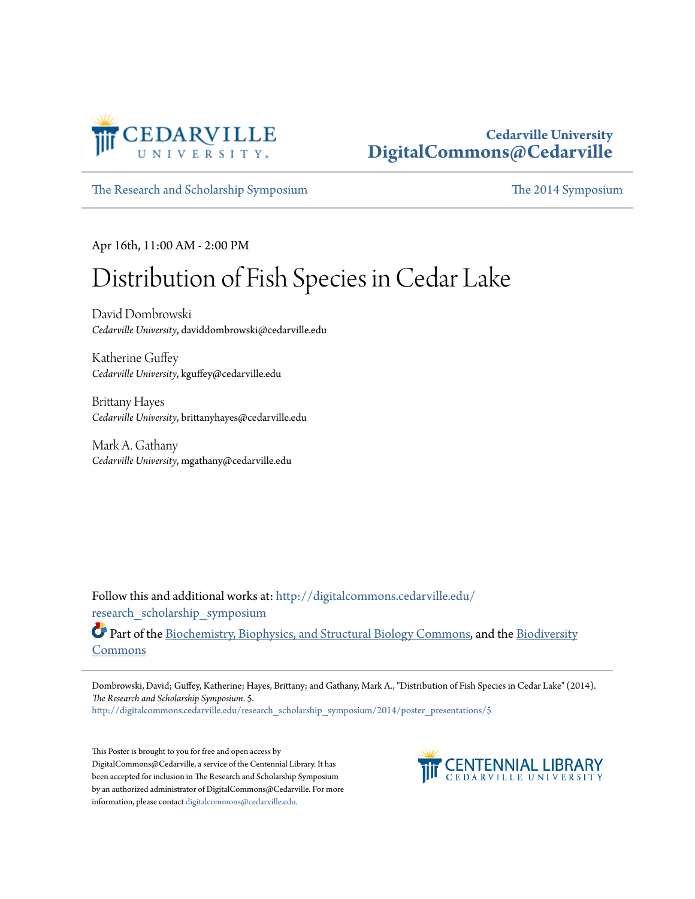Cedarville University
DigitalCommons@Cedarville

The Research and Scholarship Symposium | The 2014 Symposium

Apr 16th, 11:00 AM - 2:00 PM

# Distribution of Fish Species in Cedar Lake

David Dombrowski
*Cedarville University*, daviddombrowski@cedarville.edu

Katherine Guffey
*Cedarville University*, kguffey@cedarville.edu

Brittany Hayes
*Cedarville University*, brittanyhayes@cedarville.edu

Mark A. Gathany
*Cedarville University*, mgathany@cedarville.edu

Follow this and additional works at: http://digitalcommons.cedarville.edu/research_scholarship_symposium

Part of the Biochemistry, Biophysics, and Structural Biology Commons, and the Biodiversity Commons

Dombrowski, David; Guffey, Katherine; Hayes, Brittany; and Gathany, Mark A., "Distribution of Fish Species in Cedar Lake" (2014). *The Research and Scholarship Symposium*. 5.
http://digitalcommons.cedarville.edu/research_scholarship_symposium/2014/poster_presentations/5

This Poster is brought to you for free and open access by DigitalCommons@Cedarville, a service of the Centennial Library. It has been accepted for inclusion in The Research and Scholarship Symposium by an authorized administrator of DigitalCommons@Cedarville. For more information, please contact digitalcommons@cedarville.edu.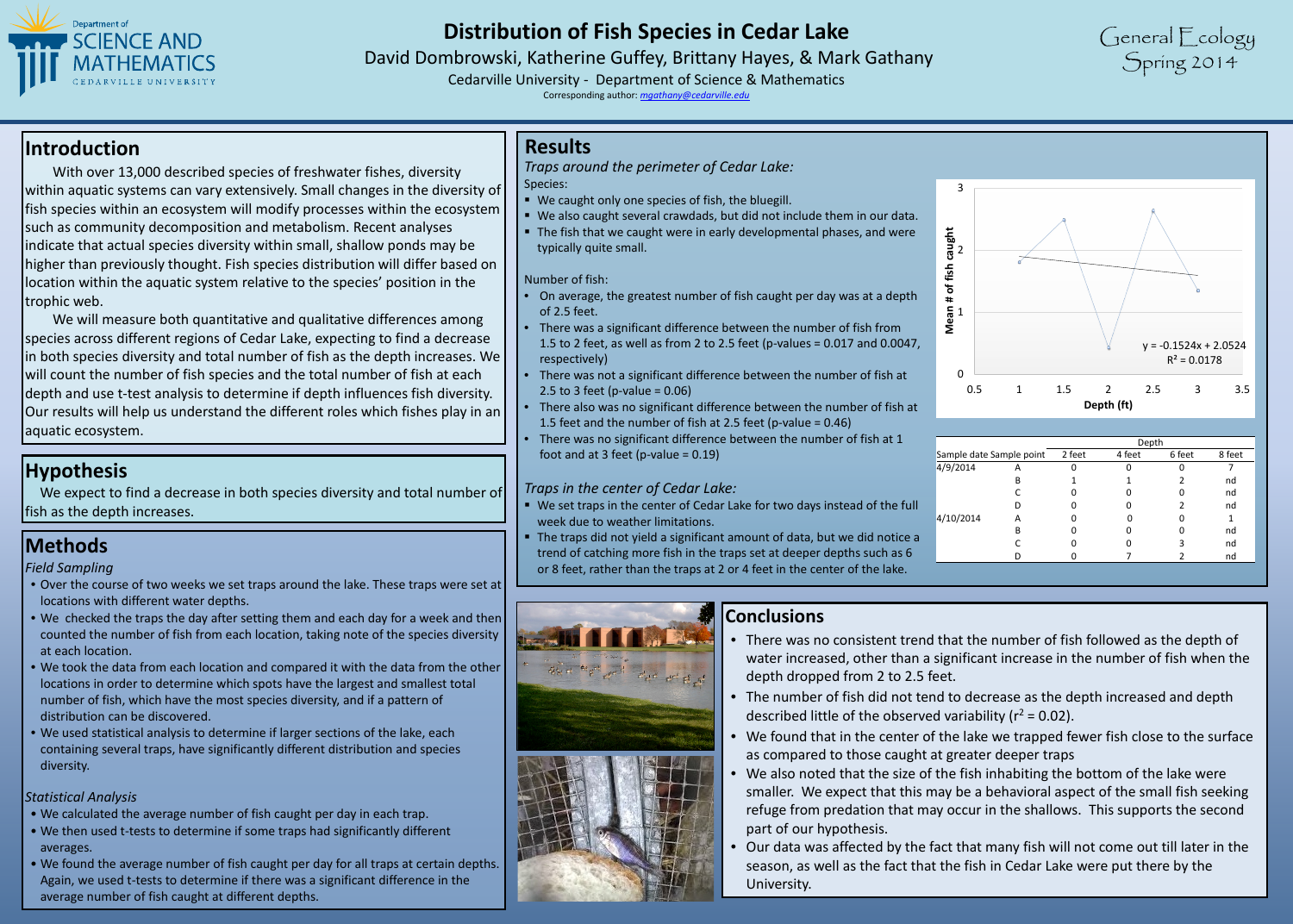# Distribution of Fish Species in Cedar Lake

David Dombrowski, Katherine Guffey, Brittany Hayes, & Mark Gathany

Cedarville University - Department of Science & Mathematics

Corresponding author: mgathany@cedarville.edu

Department of SCIENCE AND MATHEMATICS CEDARVILLE UNIVERSITY

General Ecology Spring 2014

## Introduction

With over 13,000 described species of freshwater fishes, diversity within aquatic systems can vary extensively. Small changes in the diversity of fish species within an ecosystem will modify processes within the ecosystem such as community decomposition and metabolism. Recent analyses indicate that actual species diversity within small, shallow ponds may be higher than previously thought. Fish species distribution will differ based on location within the aquatic system relative to the species' position in the trophic web.

We will measure both quantitative and qualitative differences among species across different regions of Cedar Lake, expecting to find a decrease in both species diversity and total number of fish as the depth increases. We will count the number of fish species and the total number of fish at each depth and use t-test analysis to determine if depth influences fish diversity. Our results will help us understand the different roles which fishes play in an aquatic ecosystem.

## Hypothesis

We expect to find a decrease in both species diversity and total number of fish as the depth increases.

## Methods

*Field Sampling*

- Over the course of two weeks we set traps around the lake. These traps were set at locations with different water depths.
- We checked the traps the day after setting them and each day for a week and then counted the number of fish from each location, taking note of the species diversity at each location.
- We took the data from each location and compared it with the data from the other locations in order to determine which spots have the largest and smallest total number of fish, which have the most species diversity, and if a pattern of distribution can be discovered.
- We used statistical analysis to determine if larger sections of the lake, each containing several traps, have significantly different distribution and species diversity.

*Statistical Analysis*

- We calculated the average number of fish caught per day in each trap.
- We then used t-tests to determine if some traps had significantly different averages.
- We found the average number of fish caught per day for all traps at certain depths. Again, we used t-tests to determine if there was a significant difference in the average number of fish caught at different depths.

## Results

*Traps around the perimeter of Cedar Lake:*

Species:

- We caught only one species of fish, the bluegill.
- We also caught several crawdads, but did not include them in our data.
- The fish that we caught were in early developmental phases, and were typically quite small.

Number of fish:

- On average, the greatest number of fish caught per day was at a depth of 2.5 feet.
- There was a significant difference between the number of fish from 1.5 to 2 feet, as well as from 2 to 2.5 feet (p-values = 0.017 and 0.0047, respectively)
- There was not a significant difference between the number of fish at 2.5 to 3 feet (p-value = 0.06)
- There also was no significant difference between the number of fish at 1.5 feet and the number of fish at 2.5 feet (p-value = 0.46)
- There was no significant difference between the number of fish at 1 foot and at 3 feet (p-value = 0.19)

Mean # of fish caught

Depth (ft)

$y = -0.1524x + 2.0524$

$R^2 = 0.0178$

*Traps in the center of Cedar Lake:*

- We set traps in the center of Cedar Lake for two days instead of the full week due to weather limitations.
- The traps did not yield a significant amount of data, but we did notice a trend of catching more fish in the traps set at deeper depths such as 6 or 8 feet, rather than the traps at 2 or 4 feet in the center of the lake.

| | | Depth | | | |
|---|---|---|---|---|---|
| Sample date | Sample point | 2 feet | 4 feet | 6 feet | 8 feet |
| 4/9/2014 | A | 0 | 0 | 0 | 7 |
| | B | 1 | 1 | 2 | nd |
| | C | 0 | 0 | 0 | nd |
| | D | 0 | 0 | 2 | nd |
| 4/10/2014 | A | 0 | 0 | 0 | 1 |
| | B | 0 | 0 | 0 | nd |
| | C | 0 | 0 | 3 | nd |
| | D | 0 | 7 | 2 | nd |

## Conclusions

- There was no consistent trend that the number of fish followed as the depth of water increased, other than a significant increase in the number of fish when the depth dropped from 2 to 2.5 feet.
- The number of fish did not tend to decrease as the depth increased and depth described little of the observed variability ($r^2 = 0.02$).
- We found that in the center of the lake we trapped fewer fish close to the surface as compared to those caught at greater deeper traps
- We also noted that the size of the fish inhabiting the bottom of the lake were smaller. We expect that this may be a behavioral aspect of the small fish seeking refuge from predation that may occur in the shallows. This supports the second part of our hypothesis.
- Our data was affected by the fact that many fish will not come out till later in the season, as well as the fact that the fish in Cedar Lake were put there by the University.